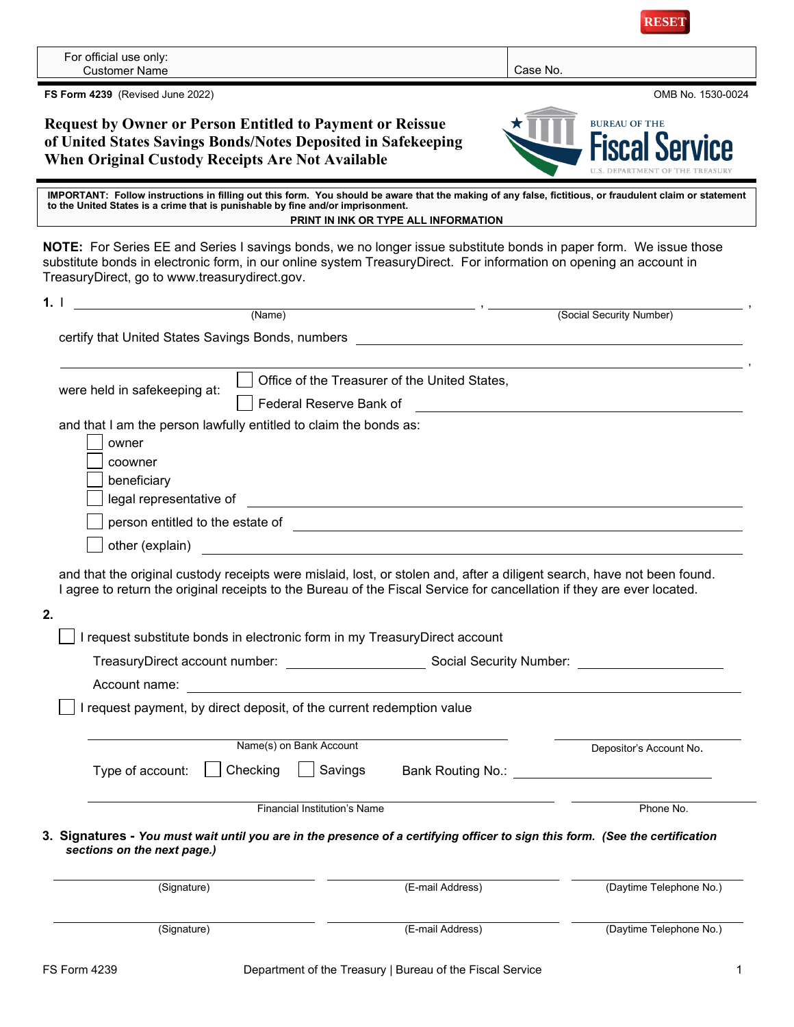RESET

| For official use only: Customer Name | Case No. |
|---|---|

**FS Form 4239** (Revised June 2022) OMB No. 1530-0024

# Request by Owner or Person Entitled to Payment or Reissue of United States Savings Bonds/Notes Deposited in Safekeeping When Original Custody Receipts Are Not Available

BUREAU OF THE Fiscal Service U.S. DEPARTMENT OF THE TREASURY

**IMPORTANT: Follow instructions in filling out this form. You should be aware that the making of any false, fictitious, or fraudulent claim or statement to the United States is a crime that is punishable by fine and/or imprisonment.**

**PRINT IN INK OR TYPE ALL INFORMATION**

**NOTE:** For Series EE and Series I savings bonds, we no longer issue substitute bonds in paper form. We issue those substitute bonds in electronic form, in our online system TreasuryDirect. For information on opening an account in TreasuryDirect, go to www.treasurydirect.gov.

**1.** I ______________________ (Name), ______________________ (Social Security Number),

certify that United States Savings Bonds, numbers ______________________________________________,

were held in safekeeping at:
- ☐ Office of the Treasurer of the United States,
- ☐ Federal Reserve Bank of ______________________

and that I am the person lawfully entitled to claim the bonds as:
- ☐ owner
- ☐ coowner
- ☐ beneficiary
- ☐ legal representative of ______________________
- ☐ person entitled to the estate of ______________________
- ☐ other (explain) ______________________

and that the original custody receipts were mislaid, lost, or stolen and, after a diligent search, have not been found. I agree to return the original receipts to the Bureau of the Fiscal Service for cancellation if they are ever located.

**2.**

☐ I request substitute bonds in electronic form in my TreasuryDirect account

TreasuryDirect account number: ______________ Social Security Number: ______________

Account name: ______________________

☐ I request payment, by direct deposit, of the current redemption value

______________________ Name(s) on Bank Account ______________ Depositor's Account No.

Type of account: ☐ Checking ☐ Savings Bank Routing No.: ______________

______________________ Financial Institution's Name ______________ Phone No.

**3. Signatures -** ***You must wait until you are in the presence of a certifying officer to sign this form. (See the certification sections on the next page.)***

| (Signature) | (E-mail Address) | (Daytime Telephone No.) |
|---|---|---|
| (Signature) | (E-mail Address) | (Daytime Telephone No.) |

FS Form 4239 Department of the Treasury | Bureau of the Fiscal Service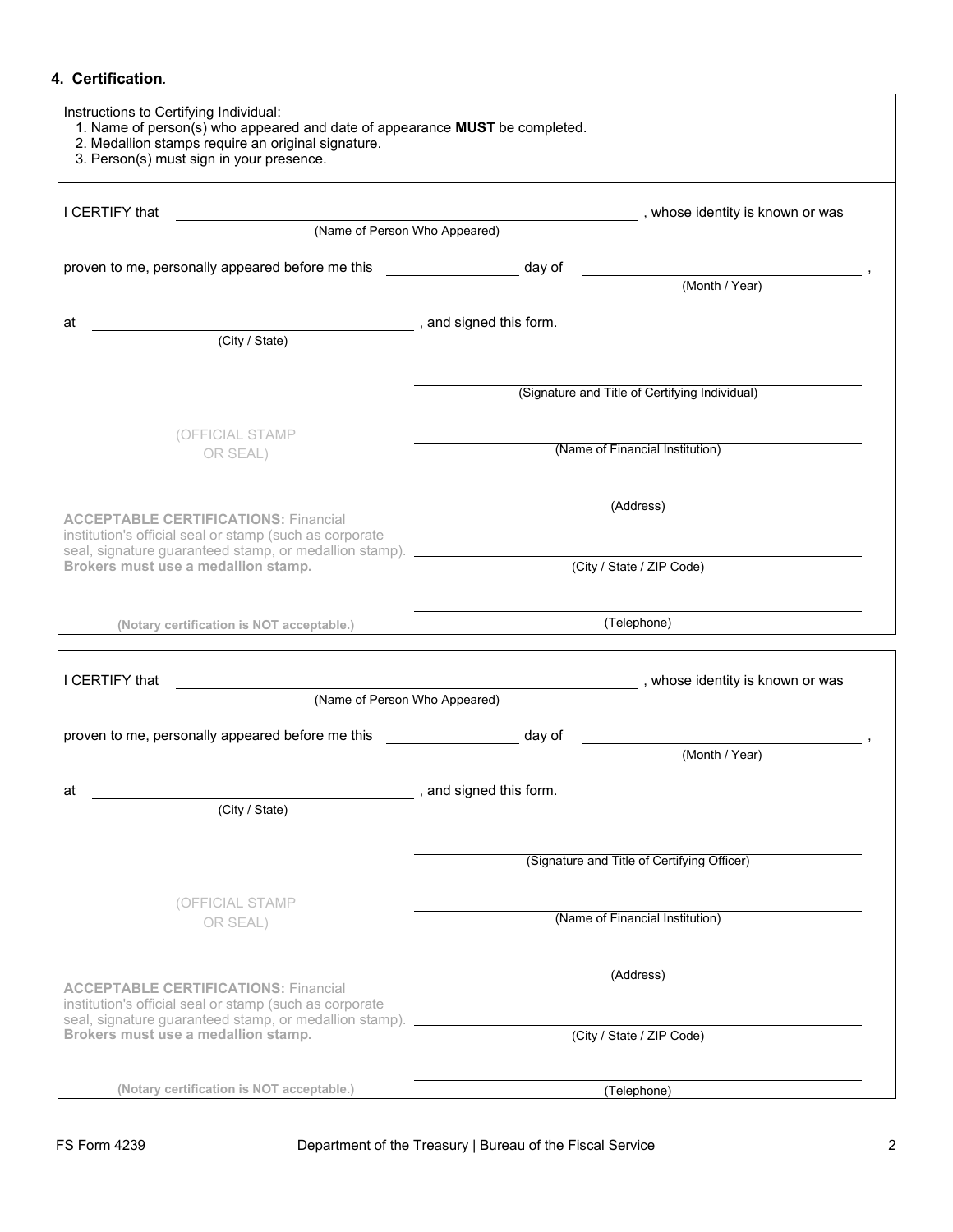## 4. Certification.

Instructions to Certifying Individual:

1. Name of person(s) who appeared and date of appearance **MUST** be completed.
2. Medallion stamps require an original signature.
3. Person(s) must sign in your presence.

I CERTIFY that ______________________________ , whose identity is known or was
(Name of Person Who Appeared)

proven to me, personally appeared before me this __________ day of ______________________ ,
(Month / Year)

at ______________________________ , and signed this form.
(City / State)

(OFFICIAL STAMP OR SEAL)

**ACCEPTABLE CERTIFICATIONS:** Financial institution's official seal or stamp (such as corporate seal, signature guaranteed stamp, or medallion stamp). **Brokers must use a medallion stamp.**

**(Notary certification is NOT acceptable.)**

______________________________
(Signature and Title of Certifying Individual)

______________________________
(Name of Financial Institution)

______________________________
(Address)

______________________________
(City / State / ZIP Code)

______________________________
(Telephone)

---

I CERTIFY that ______________________________ , whose identity is known or was
(Name of Person Who Appeared)

proven to me, personally appeared before me this __________ day of ______________________ ,
(Month / Year)

at ______________________________ , and signed this form.
(City / State)

(OFFICIAL STAMP OR SEAL)

**ACCEPTABLE CERTIFICATIONS:** Financial institution's official seal or stamp (such as corporate seal, signature guaranteed stamp, or medallion stamp). **Brokers must use a medallion stamp.**

**(Notary certification is NOT acceptable.)**

______________________________
(Signature and Title of Certifying Officer)

______________________________
(Name of Financial Institution)

______________________________
(Address)

______________________________
(City / State / ZIP Code)

______________________________
(Telephone)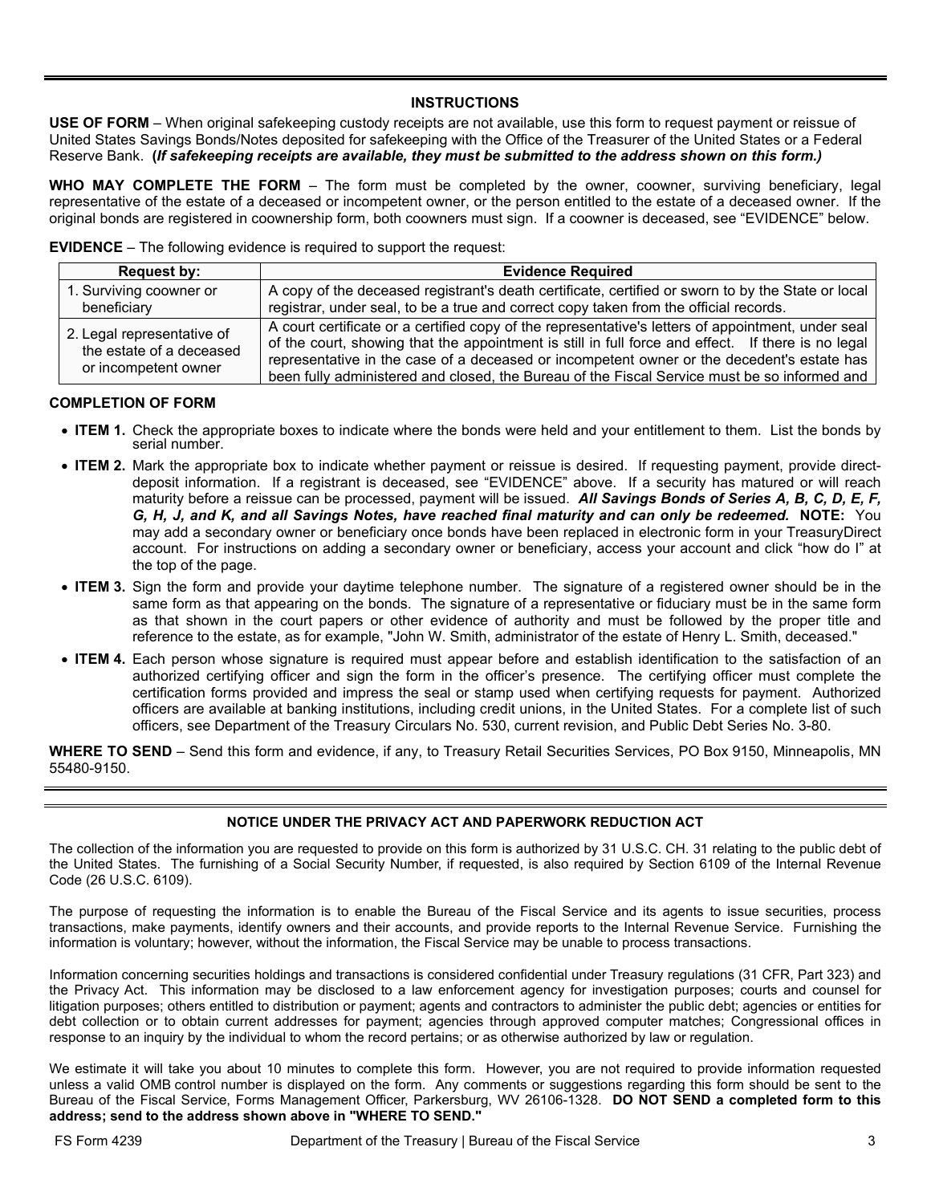## INSTRUCTIONS

**USE OF FORM** – When original safekeeping custody receipts are not available, use this form to request payment or reissue of United States Savings Bonds/Notes deposited for safekeeping with the Office of the Treasurer of the United States or a Federal Reserve Bank. **(*If safekeeping receipts are available, they must be submitted to the address shown on this form.)***

**WHO MAY COMPLETE THE FORM** – The form must be completed by the owner, coowner, surviving beneficiary, legal representative of the estate of a deceased or incompetent owner, or the person entitled to the estate of a deceased owner. If the original bonds are registered in coownership form, both coowners must sign. If a coowner is deceased, see "EVIDENCE" below.

**EVIDENCE** – The following evidence is required to support the request:

| Request by: | Evidence Required |
|---|---|
| 1. Surviving coowner or beneficiary | A copy of the deceased registrant's death certificate, certified or sworn to by the State or local registrar, under seal, to be a true and correct copy taken from the official records. |
| 2. Legal representative of the estate of a deceased or incompetent owner | A court certificate or a certified copy of the representative's letters of appointment, under seal of the court, showing that the appointment is still in full force and effect. If there is no legal representative in the case of a deceased or incompetent owner or the decedent's estate has been fully administered and closed, the Bureau of the Fiscal Service must be so informed and |

**COMPLETION OF FORM**

- **ITEM 1.** Check the appropriate boxes to indicate where the bonds were held and your entitlement to them. List the bonds by serial number.
- **ITEM 2.** Mark the appropriate box to indicate whether payment or reissue is desired. If requesting payment, provide direct-deposit information. If a registrant is deceased, see "EVIDENCE" above. If a security has matured or will reach maturity before a reissue can be processed, payment will be issued. ***All Savings Bonds of Series A, B, C, D, E, F, G, H, J, and K, and all Savings Notes, have reached final maturity and can only be redeemed.*** **NOTE:** You may add a secondary owner or beneficiary once bonds have been replaced in electronic form in your TreasuryDirect account. For instructions on adding a secondary owner or beneficiary, access your account and click "how do I" at the top of the page.
- **ITEM 3.** Sign the form and provide your daytime telephone number. The signature of a registered owner should be in the same form as that appearing on the bonds. The signature of a representative or fiduciary must be in the same form as that shown in the court papers or other evidence of authority and must be followed by the proper title and reference to the estate, as for example, "John W. Smith, administrator of the estate of Henry L. Smith, deceased."
- **ITEM 4.** Each person whose signature is required must appear before and establish identification to the satisfaction of an authorized certifying officer and sign the form in the officer's presence. The certifying officer must complete the certification forms provided and impress the seal or stamp used when certifying requests for payment. Authorized officers are available at banking institutions, including credit unions, in the United States. For a complete list of such officers, see Department of the Treasury Circulars No. 530, current revision, and Public Debt Series No. 3-80.

**WHERE TO SEND** – Send this form and evidence, if any, to Treasury Retail Securities Services, PO Box 9150, Minneapolis, MN 55480-9150.

## NOTICE UNDER THE PRIVACY ACT AND PAPERWORK REDUCTION ACT

The collection of the information you are requested to provide on this form is authorized by 31 U.S.C. CH. 31 relating to the public debt of the United States. The furnishing of a Social Security Number, if requested, is also required by Section 6109 of the Internal Revenue Code (26 U.S.C. 6109).

The purpose of requesting the information is to enable the Bureau of the Fiscal Service and its agents to issue securities, process transactions, make payments, identify owners and their accounts, and provide reports to the Internal Revenue Service. Furnishing the information is voluntary; however, without the information, the Fiscal Service may be unable to process transactions.

Information concerning securities holdings and transactions is considered confidential under Treasury regulations (31 CFR, Part 323) and the Privacy Act. This information may be disclosed to a law enforcement agency for investigation purposes; courts and counsel for litigation purposes; others entitled to distribution or payment; agents and contractors to administer the public debt; agencies or entities for debt collection or to obtain current addresses for payment; agencies through approved computer matches; Congressional offices in response to an inquiry by the individual to whom the record pertains; or as otherwise authorized by law or regulation.

We estimate it will take you about 10 minutes to complete this form. However, you are not required to provide information requested unless a valid OMB control number is displayed on the form. Any comments or suggestions regarding this form should be sent to the Bureau of the Fiscal Service, Forms Management Officer, Parkersburg, WV 26106-1328. **DO NOT SEND a completed form to this address; send to the address shown above in "WHERE TO SEND."**